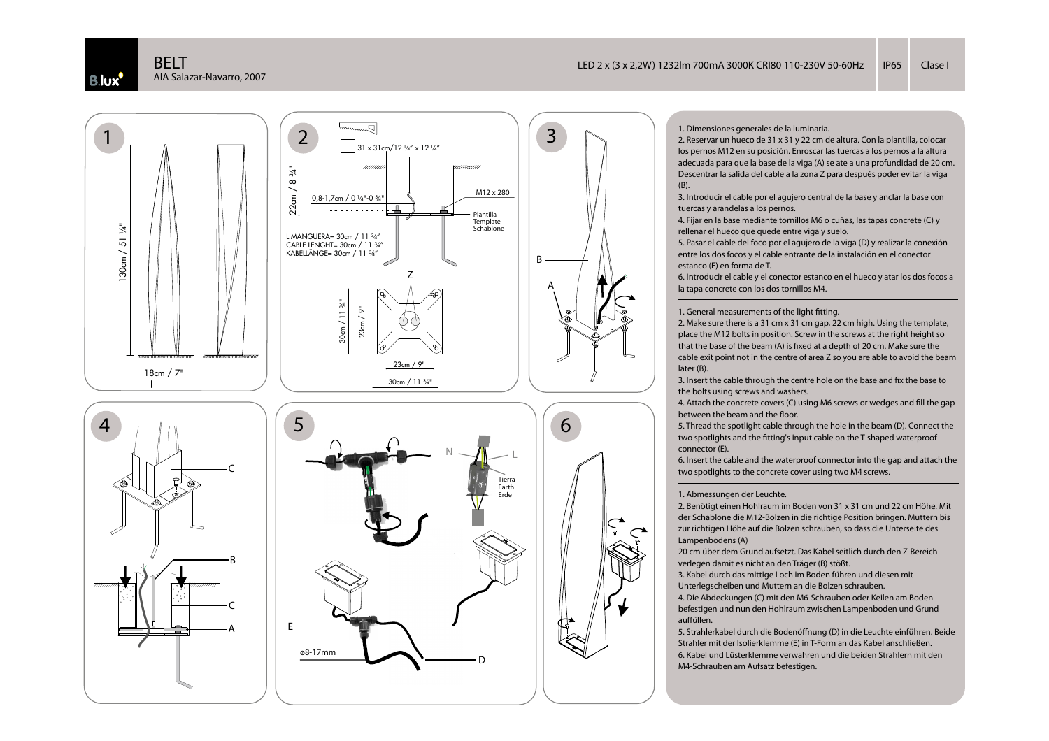# BELT

AIA Salazar-Navarro, 2007

LED 2 x (3 x 2,2W) 1232lm 700mA 3000K CRI80 110-230V 50-60Hz | IP65 | Clase I

1. Dimensiones generales de la luminaria.
2. Reservar un hueco de 31 x 31 y 22 cm de altura. Con la plantilla, colocar los pernos M12 en su posición. Enroscar las tuercas a los pernos a la altura adecuada para que la base de la viga (A) se ate a una profundidad de 20 cm. Descentrar la salida del cable a la zona Z para después poder evitar la viga (B).
3. Introducir el cable por el agujero central de la base y anclar la base con tuercas y arandelas a los pernos.
4. Fijar en la base mediante tornillos M6 o cuñas, las tapas concrete (C) y rellenar el hueco que quede entre viga y suelo.
5. Pasar el cable del foco por el agujero de la viga (D) y realizar la conexión entre los dos focos y el cable entrante de la instalación en el conector estanco (E) en forma de T.
6. Introducir el cable y el conector estanco en el hueco y atar los dos focos a la tapa concrete con los dos tornillos M4.

---

1. General measurements of the light fitting.
2. Make sure there is a 31 cm x 31 cm gap, 22 cm high. Using the template, place the M12 bolts in position. Screw in the screws at the right height so that the base of the beam (A) is fixed at a depth of 20 cm. Make sure the cable exit point not in the centre of area Z so you are able to avoid the beam later (B).
3. Insert the cable through the centre hole on the base and fix the base to the bolts using screws and washers.
4. Attach the concrete covers (C) using M6 screws or wedges and fill the gap between the beam and the floor.
5. Thread the spotlight cable through the hole in the beam (D). Connect the two spotlights and the fitting's input cable on the T-shaped waterproof connector (E).
6. Insert the cable and the waterproof connector into the gap and attach the two spotlights to the concrete cover using two M4 screws.

---

1. Abmessungen der Leuchte.
2. Benötigt einen Hohlraum im Boden von 31 x 31 cm und 22 cm Höhe. Mit der Schablone die M12-Bolzen in die richtige Position bringen. Muttern bis zur richtigen Höhe auf die Bolzen schrauben, so dass die Unterseite des Lampenbodens (A)
20 cm über dem Grund aufsetzt. Das Kabel seitlich durch den Z-Bereich verlegen damit es nicht an den Träger (B) stößt.
3. Kabel durch das mittige Loch im Boden führen und diesen mit Unterlegscheiben und Muttern an die Bolzen schrauben.
4. Die Abdeckungen (C) mit den M6-Schrauben oder Keilen am Boden befestigen und nun den Hohlraum zwischen Lampenboden und Grund auffüllen.
5. Strahlerkabel durch die Bodenöffnung (D) in die Leuchte einführen. Beide Strahler mit der Isolierklemme (E) in T-Form an das Kabel anschließen.
6. Kabel und Lüsterklemme verwahren und die beiden Strahlern mit den M4-Schrauben am Aufsatz befestigen.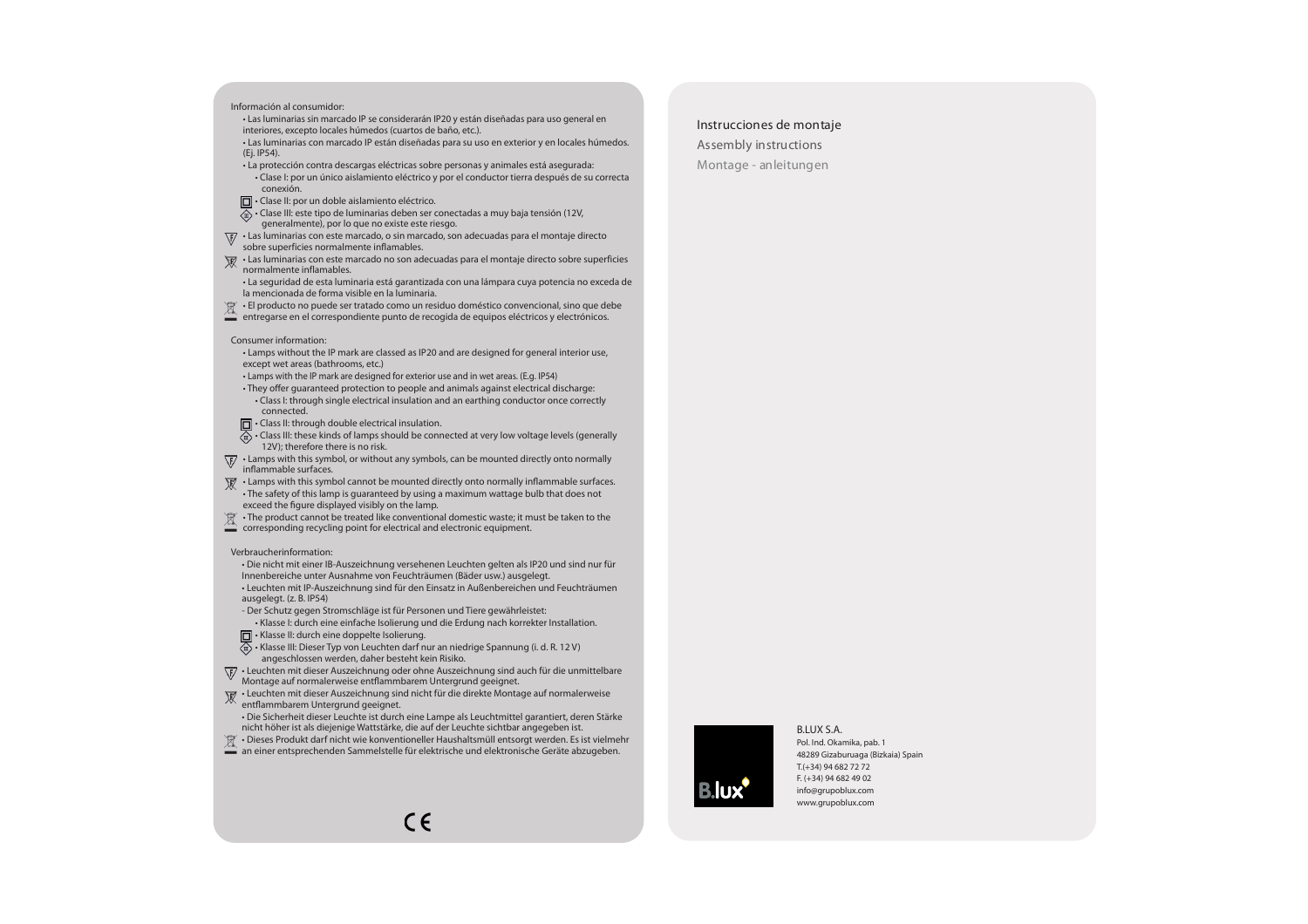Información al consumidor:

- Las luminarias sin marcado IP se considerarán IP20 y están diseñadas para uso general en interiores, excepto locales húmedos (cuartos de baño, etc.).
- Las luminarias con marcado IP están diseñadas para su uso en exterior y en locales húmedos. (Ej. IP54).
- La protección contra descargas eléctricas sobre personas y animales está asegurada:
  - Clase I: por un único aislamiento eléctrico y por el conductor tierra después de su correcta conexión.
  - Clase II: por un doble aislamiento eléctrico.
  - Clase III: este tipo de luminarias deben ser conectadas a muy baja tensión (12V, generalmente), por lo que no existe este riesgo.
- Las luminarias con este marcado, o sin marcado, son adecuadas para el montaje directo sobre superficies normalmente inflamables.
- Las luminarias con este marcado no son adecuadas para el montaje directo sobre superficies normalmente inflamables.
- La seguridad de esta luminaria está garantizada con una lámpara cuya potencia no exceda de la mencionada de forma visible en la luminaria.
- El producto no puede ser tratado como un residuo doméstico convencional, sino que debe entregarse en el correspondiente punto de recogida de equipos eléctricos y electrónicos.

Consumer information:

- Lamps without the IP mark are classed as IP20 and are designed for general interior use, except wet areas (bathrooms, etc.)
- Lamps with the IP mark are designed for exterior use and in wet areas. (E.g. IP54)
- They offer guaranteed protection to people and animals against electrical discharge:
  - Class I: through single electrical insulation and an earthing conductor once correctly connected.
  - Class II: through double electrical insulation.
  - Class III: these kinds of lamps should be connected at very low voltage levels (generally 12V); therefore there is no risk.
- Lamps with this symbol, or without any symbols, can be mounted directly onto normally inflammable surfaces.
- Lamps with this symbol cannot be mounted directly onto normally inflammable surfaces.
- The safety of this lamp is guaranteed by using a maximum wattage bulb that does not exceed the figure displayed visibly on the lamp.
- The product cannot be treated like conventional domestic waste; it must be taken to the corresponding recycling point for electrical and electronic equipment.

Verbraucherinformation:

- Die nicht mit einer IB-Auszeichnung versehenen Leuchten gelten als IP20 und sind nur für Innenbereiche unter Ausnahme von Feuchträumen (Bäder usw.) ausgelegt.
- Leuchten mit IP-Auszeichnung sind für den Einsatz in Außenbereichen und Feuchträumen ausgelegt. (z. B. IP54)
- Der Schutz gegen Stromschläge ist für Personen und Tiere gewährleistet:
  - Klasse I: durch eine einfache Isolierung und die Erdung nach korrekter Installation.
  - Klasse II: durch eine doppelte Isolierung.
  - Klasse III: Dieser Typ von Leuchten darf nur an niedrige Spannung (i. d. R. 12 V) angeschlossen werden, daher besteht kein Risiko.
- Leuchten mit dieser Auszeichnung oder ohne Auszeichnung sind auch für die unmittelbare Montage auf normalerweise entflammbarem Untergrund geeignet.
- Leuchten mit dieser Auszeichnung sind nicht für die direkte Montage auf normalerweise entflammbarem Untergrund geeignet.
- Die Sicherheit dieser Leuchte ist durch eine Lampe als Leuchtmittel garantiert, deren Stärke nicht höher ist als diejenige Wattstärke, die auf der Leuchte sichtbar angegeben ist.
- Dieses Produkt darf nicht wie konventioneller Haushaltsmüll entsorgt werden. Es ist vielmehr an einer entsprechenden Sammelstelle für elektrische und elektronische Geräte abzugeben.

CE

Instrucciones de montaje

Assembly instructions

Montage - anleitungen

B.lux

B.LUX S.A.
Pol. Ind. Okamika, pab. 1
48289 Gizaburuaga (Bizkaia) Spain
T.(+34) 94 682 72 72
F. (+34) 94 682 49 02
info@grupoblux.com
www.grupoblux.com